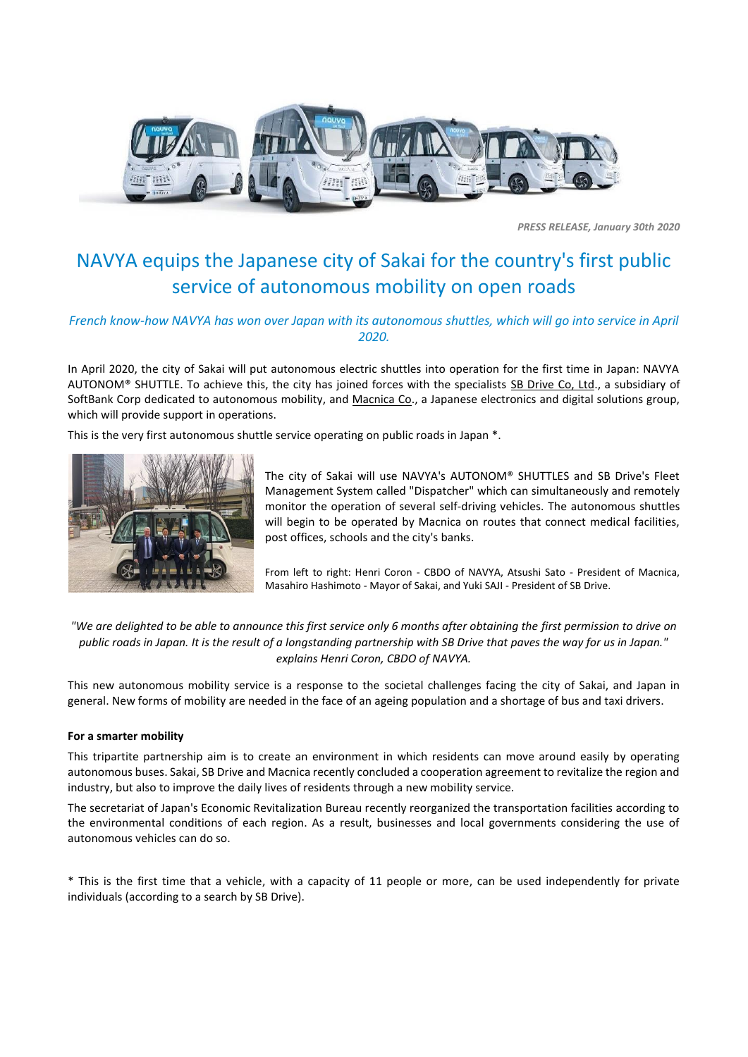*PRESS RELEASE, January 30th 2020*

# NAVYA equips the Japanese city of Sakai for the country's first public service of autonomous mobility on open roads

*French know-how NAVYA has won over Japan with its autonomous shuttles, which will go into service in April 2020.*

In April 2020, the city of Sakai will put autonomous electric shuttles into operation for the first time in Japan: NAVYA AUTONOM® SHUTTLE. To achieve this, the city has joined forces with the specialists SB Drive Co, Ltd., a subsidiary of SoftBank Corp dedicated to autonomous mobility, and Macnica Co., a Japanese electronics and digital solutions group, which will provide support in operations.

This is the very first autonomous shuttle service operating on public roads in Japan *.

The city of Sakai will use NAVYA's AUTONOM® SHUTTLES and SB Drive's Fleet Management System called "Dispatcher" which can simultaneously and remotely monitor the operation of several self-driving vehicles. The autonomous shuttles will begin to be operated by Macnica on routes that connect medical facilities, post offices, schools and the city's banks.

From left to right: Henri Coron - CBDO of NAVYA, Atsushi Sato - President of Macnica, Masahiro Hashimoto - Mayor of Sakai, and Yuki SAJI - President of SB Drive.

*"We are delighted to be able to announce this first service only 6 months after obtaining the first permission to drive on public roads in Japan. It is the result of a longstanding partnership with SB Drive that paves the way for us in Japan." explains Henri Coron, CBDO of NAVYA.*

This new autonomous mobility service is a response to the societal challenges facing the city of Sakai, and Japan in general. New forms of mobility are needed in the face of an ageing population and a shortage of bus and taxi drivers.

**For a smarter mobility**

This tripartite partnership aim is to create an environment in which residents can move around easily by operating autonomous buses. Sakai, SB Drive and Macnica recently concluded a cooperation agreement to revitalize the region and industry, but also to improve the daily lives of residents through a new mobility service.

The secretariat of Japan's Economic Revitalization Bureau recently reorganized the transportation facilities according to the environmental conditions of each region. As a result, businesses and local governments considering the use of autonomous vehicles can do so.

* This is the first time that a vehicle, with a capacity of 11 people or more, can be used independently for private individuals (according to a search by SB Drive).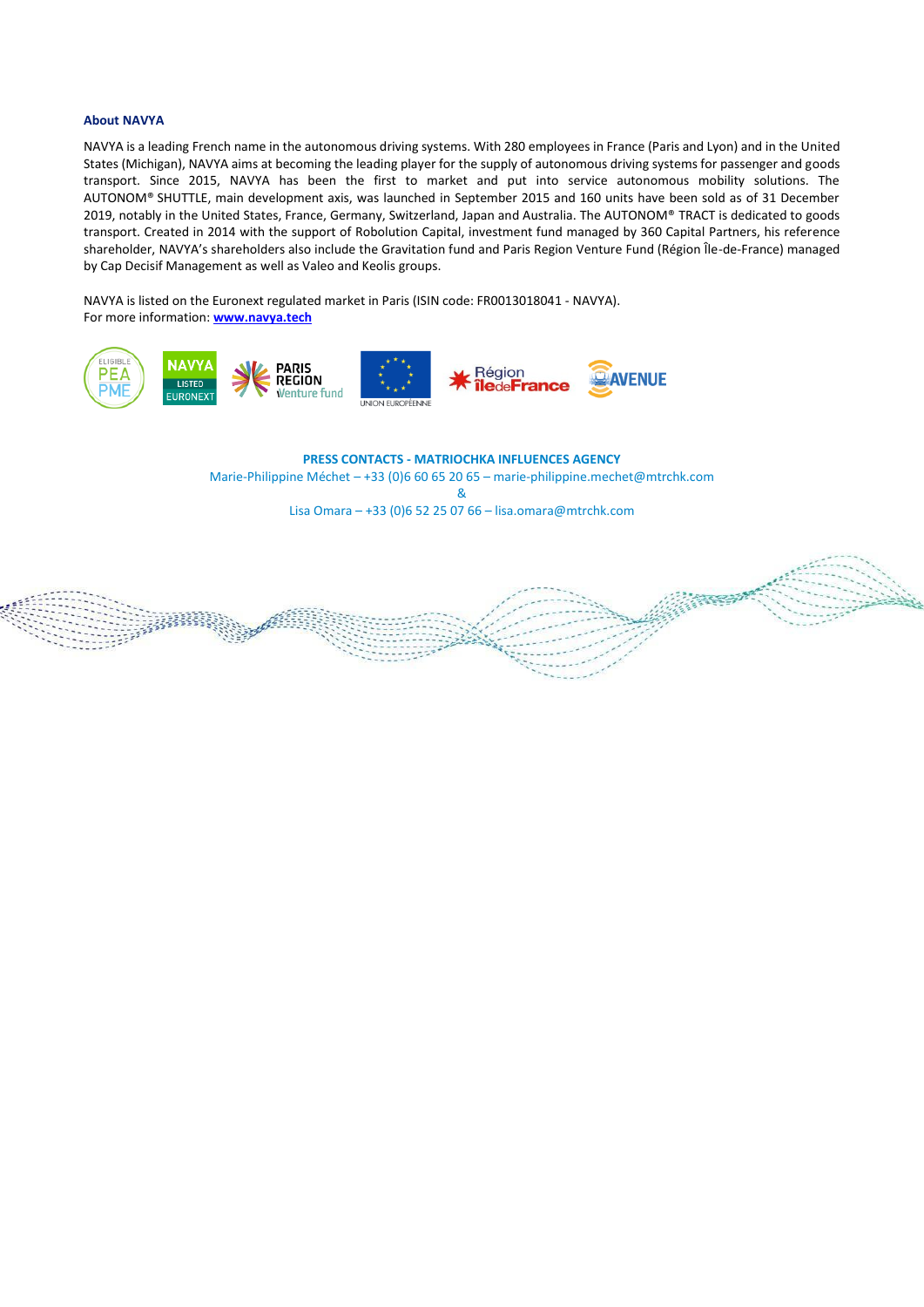**About NAVYA**

NAVYA is a leading French name in the autonomous driving systems. With 280 employees in France (Paris and Lyon) and in the United States (Michigan), NAVYA aims at becoming the leading player for the supply of autonomous driving systems for passenger and goods transport. Since 2015, NAVYA has been the first to market and put into service autonomous mobility solutions. The AUTONOM® SHUTTLE, main development axis, was launched in September 2015 and 160 units have been sold as of 31 December 2019, notably in the United States, France, Germany, Switzerland, Japan and Australia. The AUTONOM® TRACT is dedicated to goods transport. Created in 2014 with the support of Robolution Capital, investment fund managed by 360 Capital Partners, his reference shareholder, NAVYA's shareholders also include the Gravitation fund and Paris Region Venture Fund (Région Île-de-France) managed by Cap Decisif Management as well as Valeo and Keolis groups.

NAVYA is listed on the Euronext regulated market in Paris (ISIN code: FR0013018041 - NAVYA).
For more information: **www.navya.tech**

**PRESS CONTACTS - MATRIOCHKA INFLUENCES AGENCY**
Marie-Philippine Méchet – +33 (0)6 60 65 20 65 – marie-philippine.mechet@mtrchk.com
&
Lisa Omara – +33 (0)6 52 25 07 66 – lisa.omara@mtrchk.com